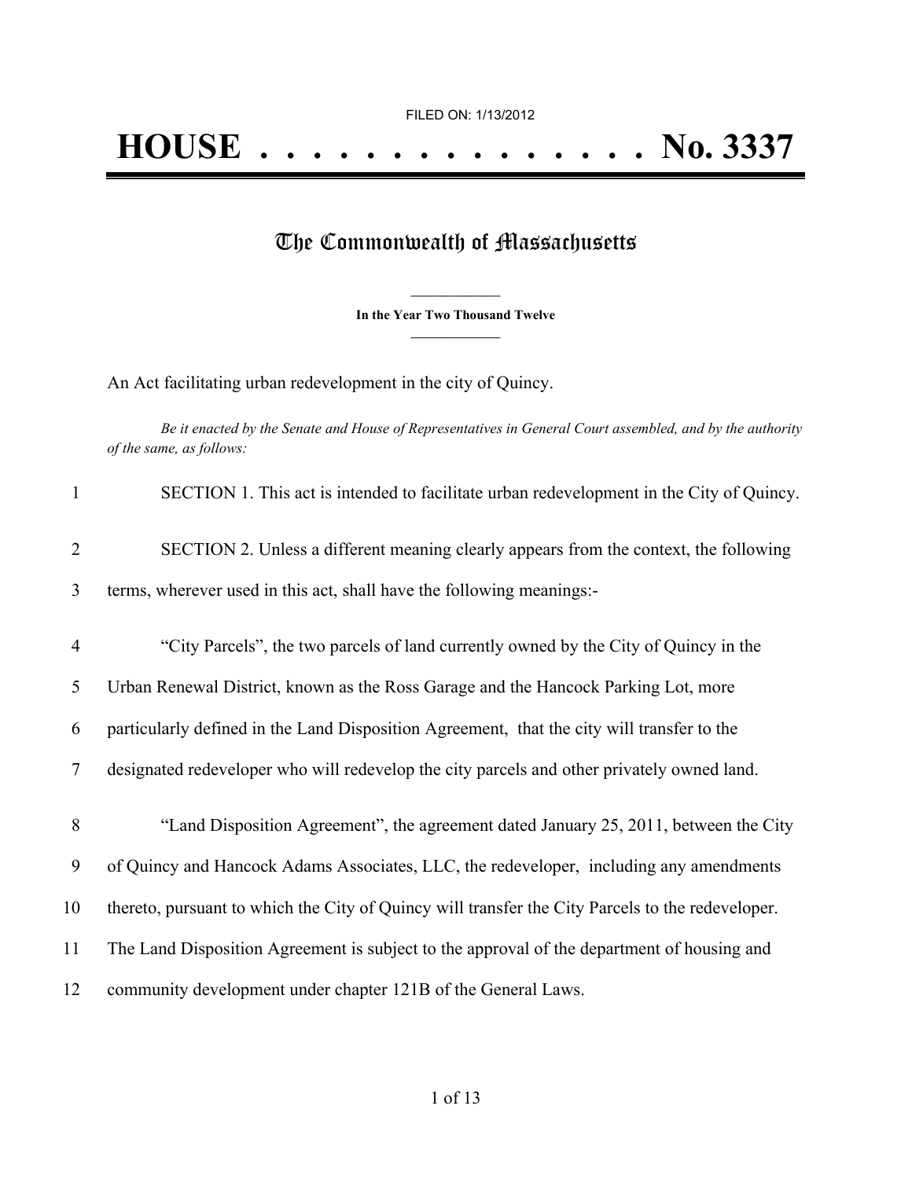FILED ON: 1/13/2012

# HOUSE . . . . . . . . . . . . . . . No. 3337

## The Commonwealth of Massachusetts

**In the Year Two Thousand Twelve**

An Act facilitating urban redevelopment in the city of Quincy.

*Be it enacted by the Senate and House of Representatives in General Court assembled, and by the authority of the same, as follows:*

SECTION 1. This act is intended to facilitate urban redevelopment in the City of Quincy.

SECTION 2. Unless a different meaning clearly appears from the context, the following terms, wherever used in this act, shall have the following meanings:-

"City Parcels", the two parcels of land currently owned by the City of Quincy in the Urban Renewal District, known as the Ross Garage and the Hancock Parking Lot, more particularly defined in the Land Disposition Agreement, that the city will transfer to the designated redeveloper who will redevelop the city parcels and other privately owned land.

"Land Disposition Agreement", the agreement dated January 25, 2011, between the City of Quincy and Hancock Adams Associates, LLC, the redeveloper, including any amendments thereto, pursuant to which the City of Quincy will transfer the City Parcels to the redeveloper. The Land Disposition Agreement is subject to the approval of the department of housing and community development under chapter 121B of the General Laws.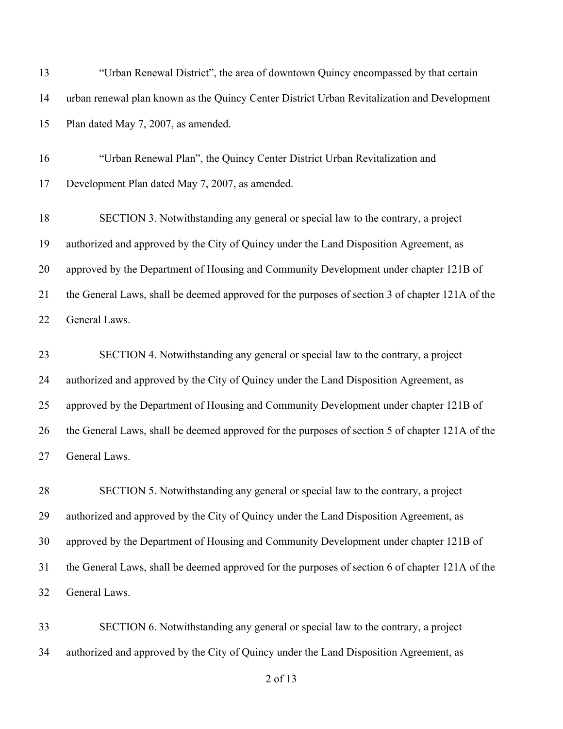"Urban Renewal District", the area of downtown Quincy encompassed by that certain urban renewal plan known as the Quincy Center District Urban Revitalization and Development Plan dated May 7, 2007, as amended.

"Urban Renewal Plan", the Quincy Center District Urban Revitalization and Development Plan dated May 7, 2007, as amended.

SECTION 3. Notwithstanding any general or special law to the contrary, a project authorized and approved by the City of Quincy under the Land Disposition Agreement, as approved by the Department of Housing and Community Development under chapter 121B of the General Laws, shall be deemed approved for the purposes of section 3 of chapter 121A of the General Laws.

SECTION 4. Notwithstanding any general or special law to the contrary, a project authorized and approved by the City of Quincy under the Land Disposition Agreement, as approved by the Department of Housing and Community Development under chapter 121B of the General Laws, shall be deemed approved for the purposes of section 5 of chapter 121A of the General Laws.

SECTION 5. Notwithstanding any general or special law to the contrary, a project authorized and approved by the City of Quincy under the Land Disposition Agreement, as approved by the Department of Housing and Community Development under chapter 121B of the General Laws, shall be deemed approved for the purposes of section 6 of chapter 121A of the General Laws.

SECTION 6. Notwithstanding any general or special law to the contrary, a project authorized and approved by the City of Quincy under the Land Disposition Agreement, as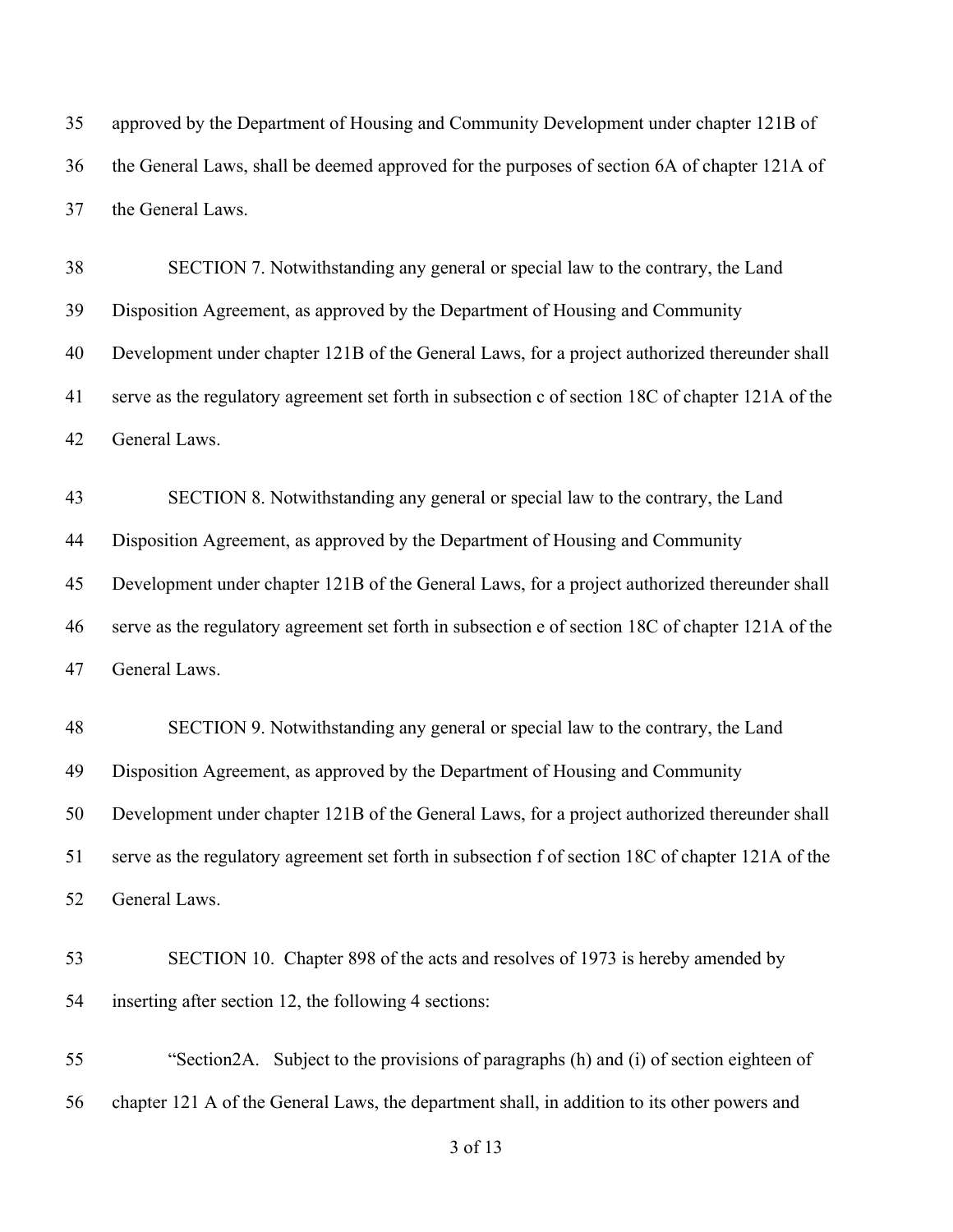approved by the Department of Housing and Community Development under chapter 121B of the General Laws, shall be deemed approved for the purposes of section 6A of chapter 121A of the General Laws.

SECTION 7. Notwithstanding any general or special law to the contrary, the Land Disposition Agreement, as approved by the Department of Housing and Community Development under chapter 121B of the General Laws, for a project authorized thereunder shall serve as the regulatory agreement set forth in subsection c of section 18C of chapter 121A of the General Laws.

SECTION 8. Notwithstanding any general or special law to the contrary, the Land Disposition Agreement, as approved by the Department of Housing and Community Development under chapter 121B of the General Laws, for a project authorized thereunder shall serve as the regulatory agreement set forth in subsection e of section 18C of chapter 121A of the General Laws.

SECTION 9. Notwithstanding any general or special law to the contrary, the Land Disposition Agreement, as approved by the Department of Housing and Community Development under chapter 121B of the General Laws, for a project authorized thereunder shall serve as the regulatory agreement set forth in subsection f of section 18C of chapter 121A of the General Laws.

SECTION 10. Chapter 898 of the acts and resolves of 1973 is hereby amended by inserting after section 12, the following 4 sections:

"Section2A. Subject to the provisions of paragraphs (h) and (i) of section eighteen of chapter 121 A of the General Laws, the department shall, in addition to its other powers and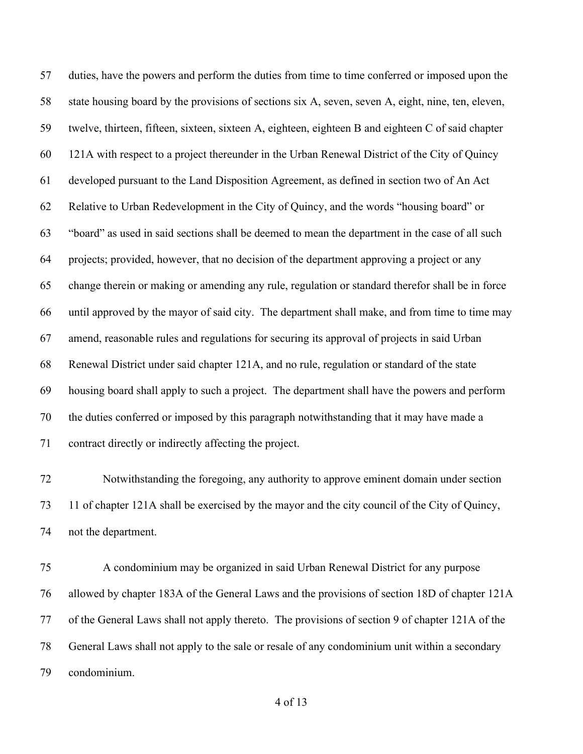duties, have the powers and perform the duties from time to time conferred or imposed upon the state housing board by the provisions of sections six A, seven, seven A, eight, nine, ten, eleven, twelve, thirteen, fifteen, sixteen, sixteen A, eighteen, eighteen B and eighteen C of said chapter 121A with respect to a project thereunder in the Urban Renewal District of the City of Quincy developed pursuant to the Land Disposition Agreement, as defined in section two of An Act Relative to Urban Redevelopment in the City of Quincy, and the words "housing board" or "board" as used in said sections shall be deemed to mean the department in the case of all such projects; provided, however, that no decision of the department approving a project or any change therein or making or amending any rule, regulation or standard therefor shall be in force until approved by the mayor of said city. The department shall make, and from time to time may amend, reasonable rules and regulations for securing its approval of projects in said Urban Renewal District under said chapter 121A, and no rule, regulation or standard of the state housing board shall apply to such a project. The department shall have the powers and perform the duties conferred or imposed by this paragraph notwithstanding that it may have made a contract directly or indirectly affecting the project.

Notwithstanding the foregoing, any authority to approve eminent domain under section 11 of chapter 121A shall be exercised by the mayor and the city council of the City of Quincy, not the department.

A condominium may be organized in said Urban Renewal District for any purpose allowed by chapter 183A of the General Laws and the provisions of section 18D of chapter 121A of the General Laws shall not apply thereto. The provisions of section 9 of chapter 121A of the General Laws shall not apply to the sale or resale of any condominium unit within a secondary condominium.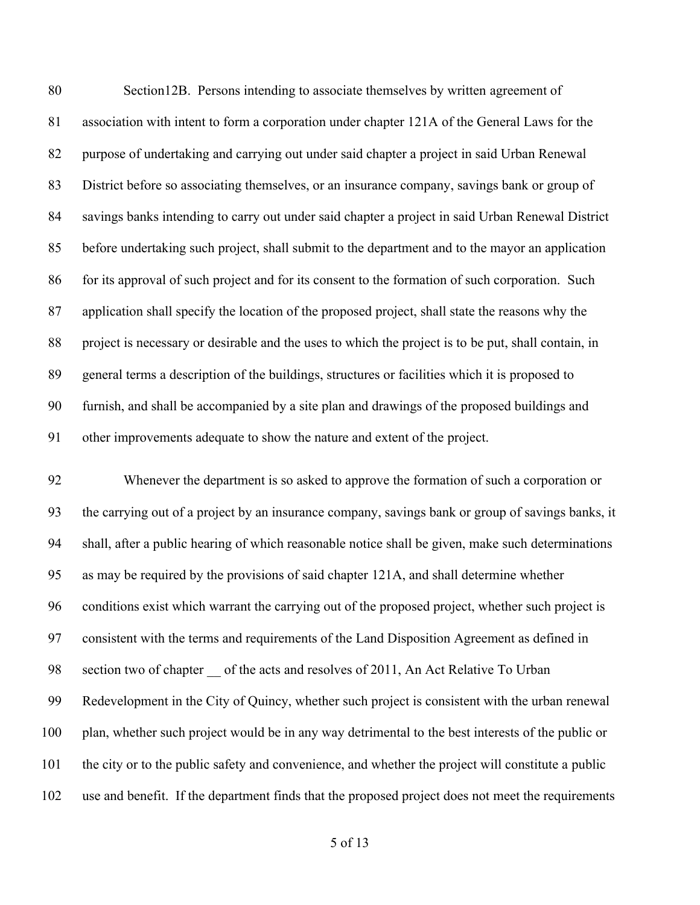Section12B. Persons intending to associate themselves by written agreement of association with intent to form a corporation under chapter 121A of the General Laws for the purpose of undertaking and carrying out under said chapter a project in said Urban Renewal District before so associating themselves, or an insurance company, savings bank or group of savings banks intending to carry out under said chapter a project in said Urban Renewal District before undertaking such project, shall submit to the department and to the mayor an application for its approval of such project and for its consent to the formation of such corporation. Such application shall specify the location of the proposed project, shall state the reasons why the project is necessary or desirable and the uses to which the project is to be put, shall contain, in general terms a description of the buildings, structures or facilities which it is proposed to furnish, and shall be accompanied by a site plan and drawings of the proposed buildings and other improvements adequate to show the nature and extent of the project.

Whenever the department is so asked to approve the formation of such a corporation or the carrying out of a project by an insurance company, savings bank or group of savings banks, it shall, after a public hearing of which reasonable notice shall be given, make such determinations as may be required by the provisions of said chapter 121A, and shall determine whether conditions exist which warrant the carrying out of the proposed project, whether such project is consistent with the terms and requirements of the Land Disposition Agreement as defined in section two of chapter __ of the acts and resolves of 2011, An Act Relative To Urban Redevelopment in the City of Quincy, whether such project is consistent with the urban renewal plan, whether such project would be in any way detrimental to the best interests of the public or the city or to the public safety and convenience, and whether the project will constitute a public use and benefit. If the department finds that the proposed project does not meet the requirements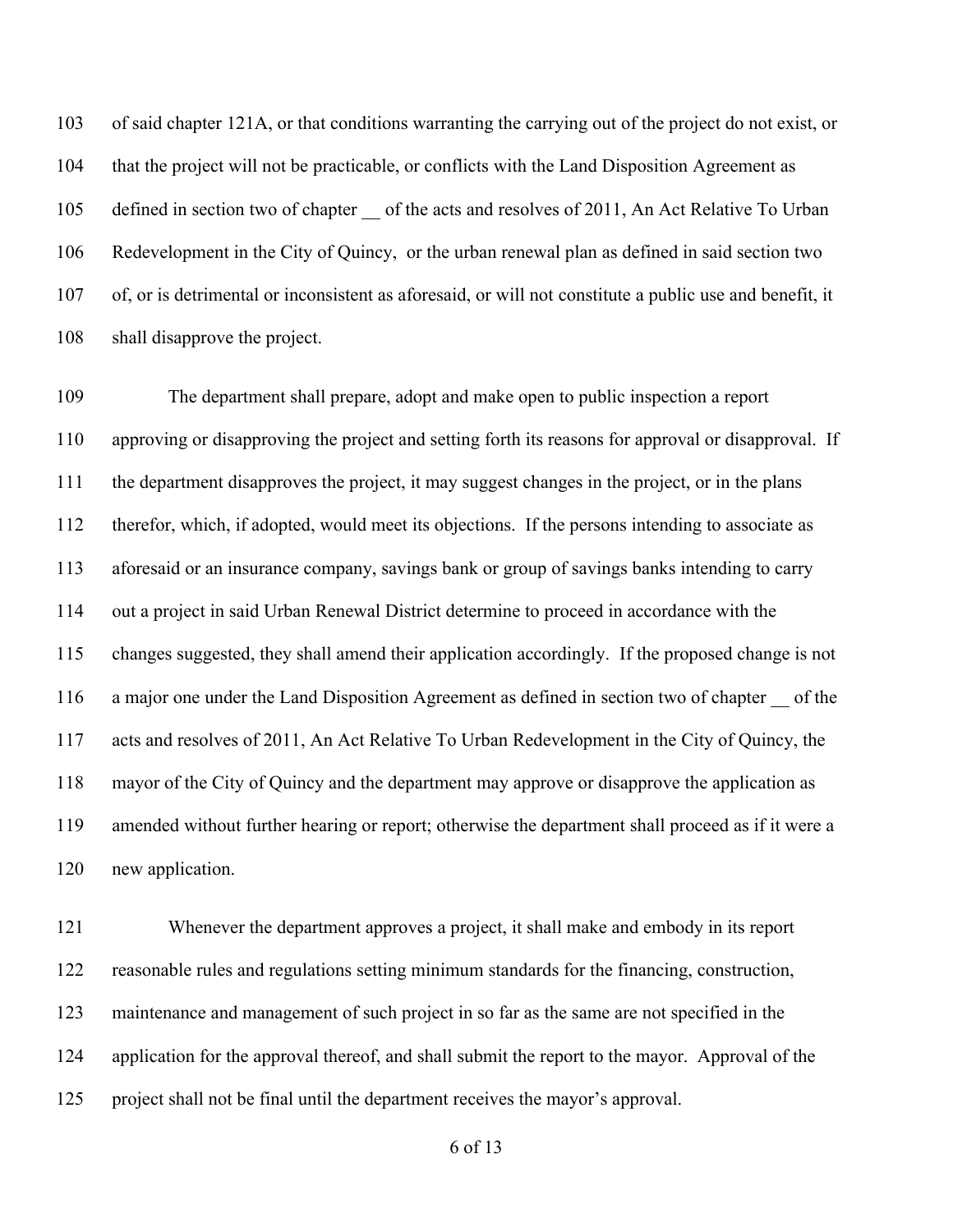of said chapter 121A, or that conditions warranting the carrying out of the project do not exist, or that the project will not be practicable, or conflicts with the Land Disposition Agreement as defined in section two of chapter __ of the acts and resolves of 2011, An Act Relative To Urban Redevelopment in the City of Quincy, or the urban renewal plan as defined in said section two of, or is detrimental or inconsistent as aforesaid, or will not constitute a public use and benefit, it shall disapprove the project.

The department shall prepare, adopt and make open to public inspection a report approving or disapproving the project and setting forth its reasons for approval or disapproval. If the department disapproves the project, it may suggest changes in the project, or in the plans therefor, which, if adopted, would meet its objections. If the persons intending to associate as aforesaid or an insurance company, savings bank or group of savings banks intending to carry out a project in said Urban Renewal District determine to proceed in accordance with the changes suggested, they shall amend their application accordingly. If the proposed change is not a major one under the Land Disposition Agreement as defined in section two of chapter __ of the acts and resolves of 2011, An Act Relative To Urban Redevelopment in the City of Quincy, the mayor of the City of Quincy and the department may approve or disapprove the application as amended without further hearing or report; otherwise the department shall proceed as if it were a new application.

Whenever the department approves a project, it shall make and embody in its report reasonable rules and regulations setting minimum standards for the financing, construction, maintenance and management of such project in so far as the same are not specified in the application for the approval thereof, and shall submit the report to the mayor. Approval of the project shall not be final until the department receives the mayor's approval.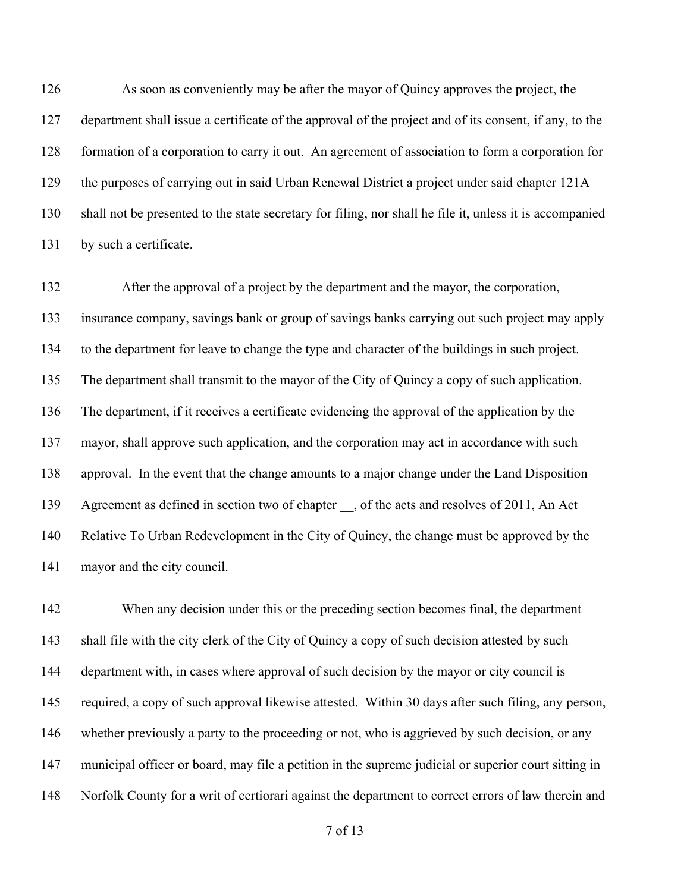As soon as conveniently may be after the mayor of Quincy approves the project, the department shall issue a certificate of the approval of the project and of its consent, if any, to the formation of a corporation to carry it out. An agreement of association to form a corporation for the purposes of carrying out in said Urban Renewal District a project under said chapter 121A shall not be presented to the state secretary for filing, nor shall he file it, unless it is accompanied by such a certificate.

After the approval of a project by the department and the mayor, the corporation, insurance company, savings bank or group of savings banks carrying out such project may apply to the department for leave to change the type and character of the buildings in such project. The department shall transmit to the mayor of the City of Quincy a copy of such application. The department, if it receives a certificate evidencing the approval of the application by the mayor, shall approve such application, and the corporation may act in accordance with such approval. In the event that the change amounts to a major change under the Land Disposition Agreement as defined in section two of chapter __, of the acts and resolves of 2011, An Act Relative To Urban Redevelopment in the City of Quincy, the change must be approved by the mayor and the city council.

When any decision under this or the preceding section becomes final, the department shall file with the city clerk of the City of Quincy a copy of such decision attested by such department with, in cases where approval of such decision by the mayor or city council is required, a copy of such approval likewise attested. Within 30 days after such filing, any person, whether previously a party to the proceeding or not, who is aggrieved by such decision, or any municipal officer or board, may file a petition in the supreme judicial or superior court sitting in Norfolk County for a writ of certiorari against the department to correct errors of law therein and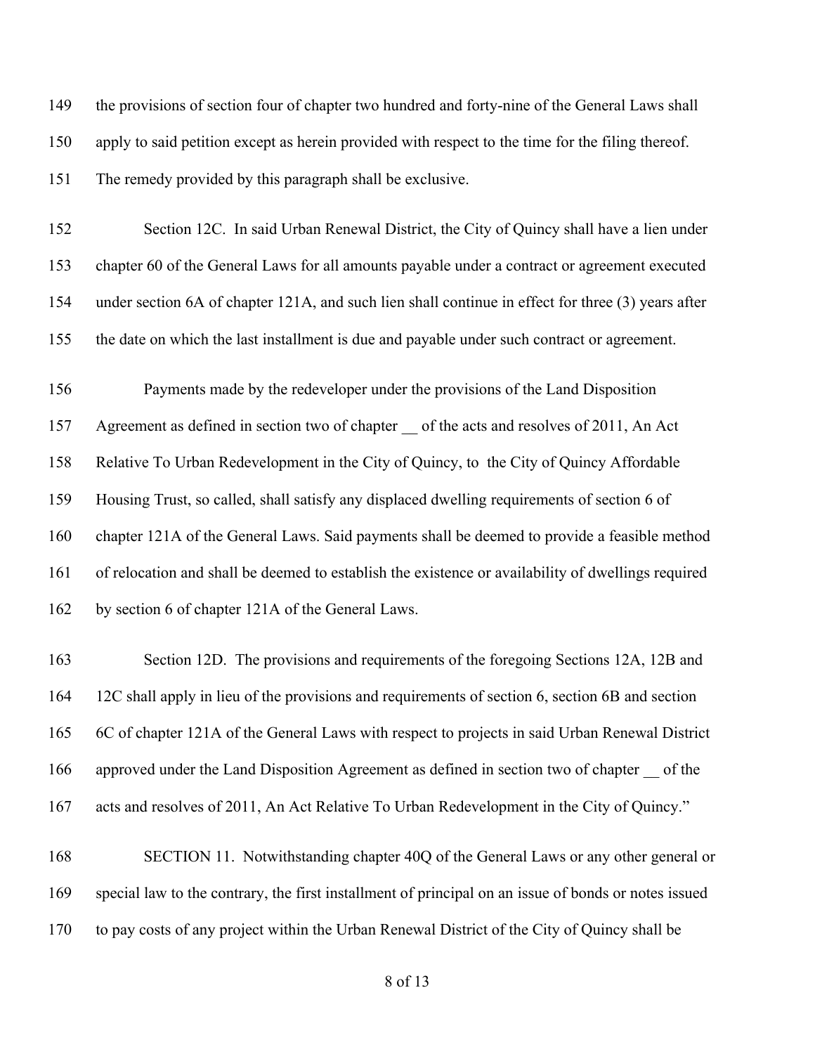the provisions of section four of chapter two hundred and forty-nine of the General Laws shall apply to said petition except as herein provided with respect to the time for the filing thereof. The remedy provided by this paragraph shall be exclusive.

Section 12C. In said Urban Renewal District, the City of Quincy shall have a lien under chapter 60 of the General Laws for all amounts payable under a contract or agreement executed under section 6A of chapter 121A, and such lien shall continue in effect for three (3) years after the date on which the last installment is due and payable under such contract or agreement.

Payments made by the redeveloper under the provisions of the Land Disposition Agreement as defined in section two of chapter __ of the acts and resolves of 2011, An Act Relative To Urban Redevelopment in the City of Quincy, to the City of Quincy Affordable Housing Trust, so called, shall satisfy any displaced dwelling requirements of section 6 of chapter 121A of the General Laws. Said payments shall be deemed to provide a feasible method of relocation and shall be deemed to establish the existence or availability of dwellings required by section 6 of chapter 121A of the General Laws.

Section 12D. The provisions and requirements of the foregoing Sections 12A, 12B and 12C shall apply in lieu of the provisions and requirements of section 6, section 6B and section 6C of chapter 121A of the General Laws with respect to projects in said Urban Renewal District approved under the Land Disposition Agreement as defined in section two of chapter __ of the acts and resolves of 2011, An Act Relative To Urban Redevelopment in the City of Quincy."

SECTION 11. Notwithstanding chapter 40Q of the General Laws or any other general or special law to the contrary, the first installment of principal on an issue of bonds or notes issued to pay costs of any project within the Urban Renewal District of the City of Quincy shall be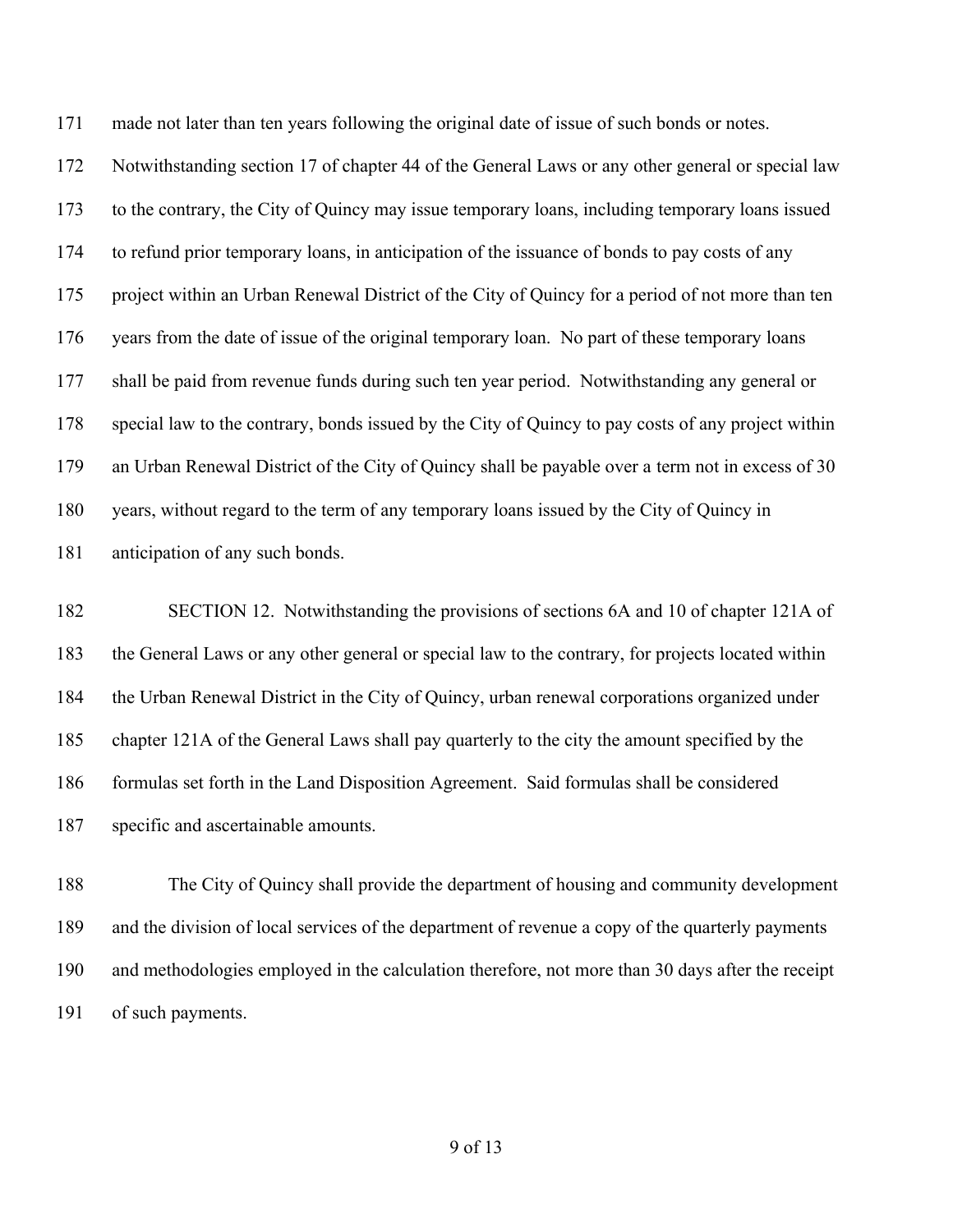made not later than ten years following the original date of issue of such bonds or notes. Notwithstanding section 17 of chapter 44 of the General Laws or any other general or special law to the contrary, the City of Quincy may issue temporary loans, including temporary loans issued to refund prior temporary loans, in anticipation of the issuance of bonds to pay costs of any project within an Urban Renewal District of the City of Quincy for a period of not more than ten years from the date of issue of the original temporary loan. No part of these temporary loans shall be paid from revenue funds during such ten year period. Notwithstanding any general or special law to the contrary, bonds issued by the City of Quincy to pay costs of any project within an Urban Renewal District of the City of Quincy shall be payable over a term not in excess of 30 years, without regard to the term of any temporary loans issued by the City of Quincy in anticipation of any such bonds.

SECTION 12. Notwithstanding the provisions of sections 6A and 10 of chapter 121A of the General Laws or any other general or special law to the contrary, for projects located within the Urban Renewal District in the City of Quincy, urban renewal corporations organized under chapter 121A of the General Laws shall pay quarterly to the city the amount specified by the formulas set forth in the Land Disposition Agreement. Said formulas shall be considered specific and ascertainable amounts.

The City of Quincy shall provide the department of housing and community development and the division of local services of the department of revenue a copy of the quarterly payments and methodologies employed in the calculation therefore, not more than 30 days after the receipt of such payments.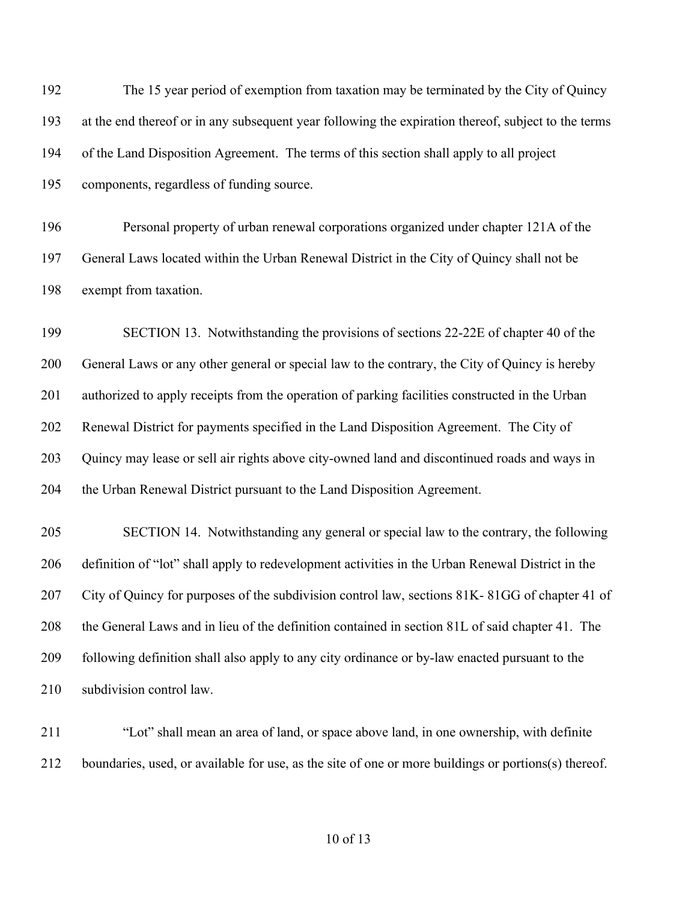The 15 year period of exemption from taxation may be terminated by the City of Quincy at the end thereof or in any subsequent year following the expiration thereof, subject to the terms of the Land Disposition Agreement. The terms of this section shall apply to all project components, regardless of funding source.

Personal property of urban renewal corporations organized under chapter 121A of the General Laws located within the Urban Renewal District in the City of Quincy shall not be exempt from taxation.

SECTION 13. Notwithstanding the provisions of sections 22-22E of chapter 40 of the General Laws or any other general or special law to the contrary, the City of Quincy is hereby authorized to apply receipts from the operation of parking facilities constructed in the Urban Renewal District for payments specified in the Land Disposition Agreement. The City of Quincy may lease or sell air rights above city-owned land and discontinued roads and ways in the Urban Renewal District pursuant to the Land Disposition Agreement.

SECTION 14. Notwithstanding any general or special law to the contrary, the following definition of "lot" shall apply to redevelopment activities in the Urban Renewal District in the City of Quincy for purposes of the subdivision control law, sections 81K- 81GG of chapter 41 of the General Laws and in lieu of the definition contained in section 81L of said chapter 41. The following definition shall also apply to any city ordinance or by-law enacted pursuant to the subdivision control law.

"Lot" shall mean an area of land, or space above land, in one ownership, with definite boundaries, used, or available for use, as the site of one or more buildings or portions(s) thereof.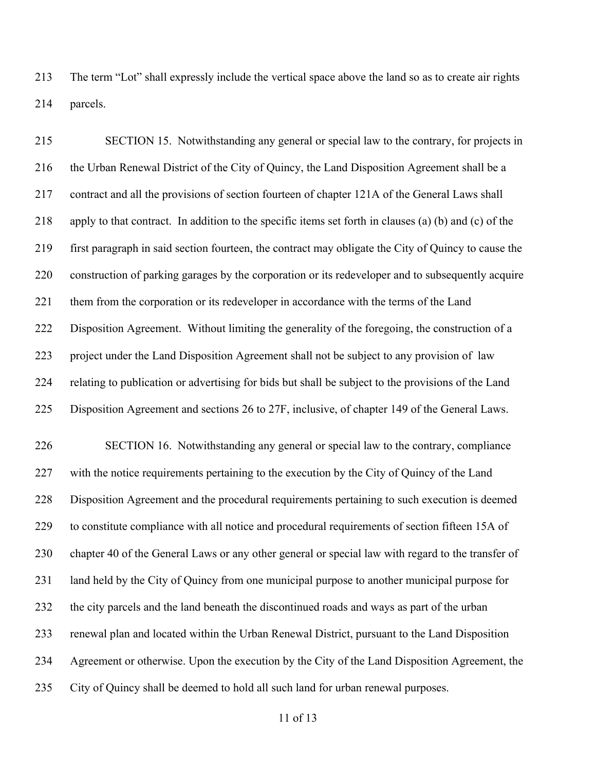The term “Lot” shall expressly include the vertical space above the land so as to create air rights parcels.

SECTION 15. Notwithstanding any general or special law to the contrary, for projects in the Urban Renewal District of the City of Quincy, the Land Disposition Agreement shall be a contract and all the provisions of section fourteen of chapter 121A of the General Laws shall apply to that contract. In addition to the specific items set forth in clauses (a) (b) and (c) of the first paragraph in said section fourteen, the contract may obligate the City of Quincy to cause the construction of parking garages by the corporation or its redeveloper and to subsequently acquire them from the corporation or its redeveloper in accordance with the terms of the Land Disposition Agreement. Without limiting the generality of the foregoing, the construction of a project under the Land Disposition Agreement shall not be subject to any provision of law relating to publication or advertising for bids but shall be subject to the provisions of the Land Disposition Agreement and sections 26 to 27F, inclusive, of chapter 149 of the General Laws.

SECTION 16. Notwithstanding any general or special law to the contrary, compliance with the notice requirements pertaining to the execution by the City of Quincy of the Land Disposition Agreement and the procedural requirements pertaining to such execution is deemed to constitute compliance with all notice and procedural requirements of section fifteen 15A of chapter 40 of the General Laws or any other general or special law with regard to the transfer of land held by the City of Quincy from one municipal purpose to another municipal purpose for the city parcels and the land beneath the discontinued roads and ways as part of the urban renewal plan and located within the Urban Renewal District, pursuant to the Land Disposition Agreement or otherwise. Upon the execution by the City of the Land Disposition Agreement, the City of Quincy shall be deemed to hold all such land for urban renewal purposes.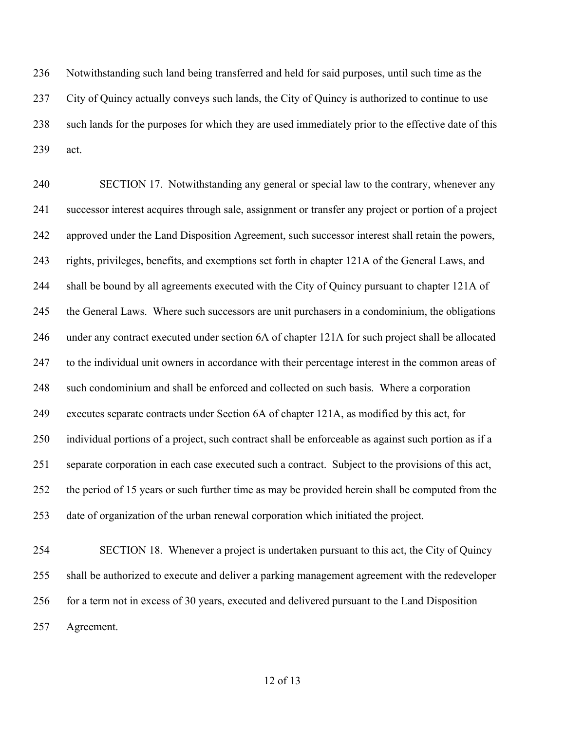Notwithstanding such land being transferred and held for said purposes, until such time as the City of Quincy actually conveys such lands, the City of Quincy is authorized to continue to use such lands for the purposes for which they are used immediately prior to the effective date of this act.

SECTION 17. Notwithstanding any general or special law to the contrary, whenever any successor interest acquires through sale, assignment or transfer any project or portion of a project approved under the Land Disposition Agreement, such successor interest shall retain the powers, rights, privileges, benefits, and exemptions set forth in chapter 121A of the General Laws, and shall be bound by all agreements executed with the City of Quincy pursuant to chapter 121A of the General Laws. Where such successors are unit purchasers in a condominium, the obligations under any contract executed under section 6A of chapter 121A for such project shall be allocated to the individual unit owners in accordance with their percentage interest in the common areas of such condominium and shall be enforced and collected on such basis. Where a corporation executes separate contracts under Section 6A of chapter 121A, as modified by this act, for individual portions of a project, such contract shall be enforceable as against such portion as if a separate corporation in each case executed such a contract. Subject to the provisions of this act, the period of 15 years or such further time as may be provided herein shall be computed from the date of organization of the urban renewal corporation which initiated the project.

SECTION 18. Whenever a project is undertaken pursuant to this act, the City of Quincy shall be authorized to execute and deliver a parking management agreement with the redeveloper for a term not in excess of 30 years, executed and delivered pursuant to the Land Disposition Agreement.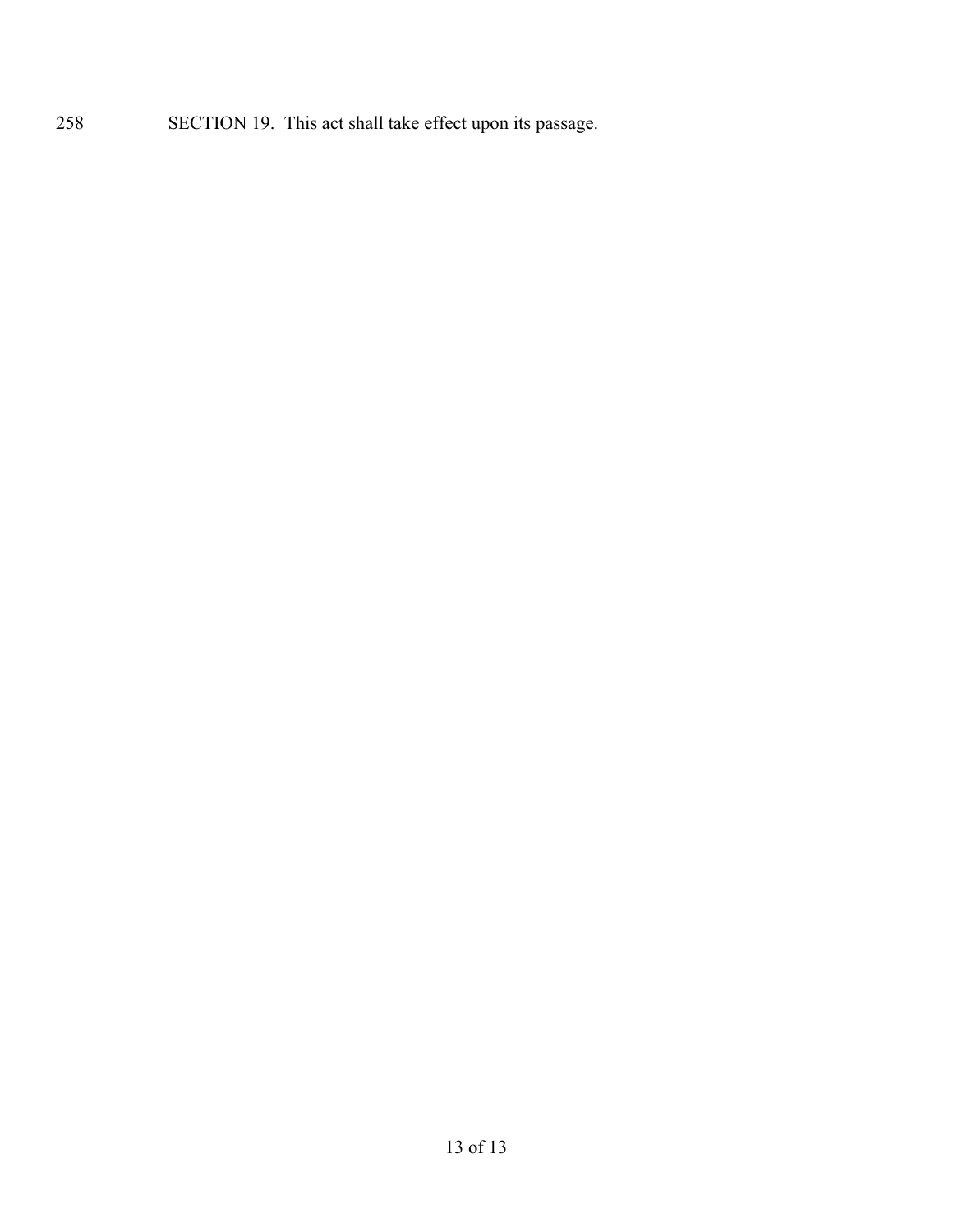258 SECTION 19. This act shall take effect upon its passage.